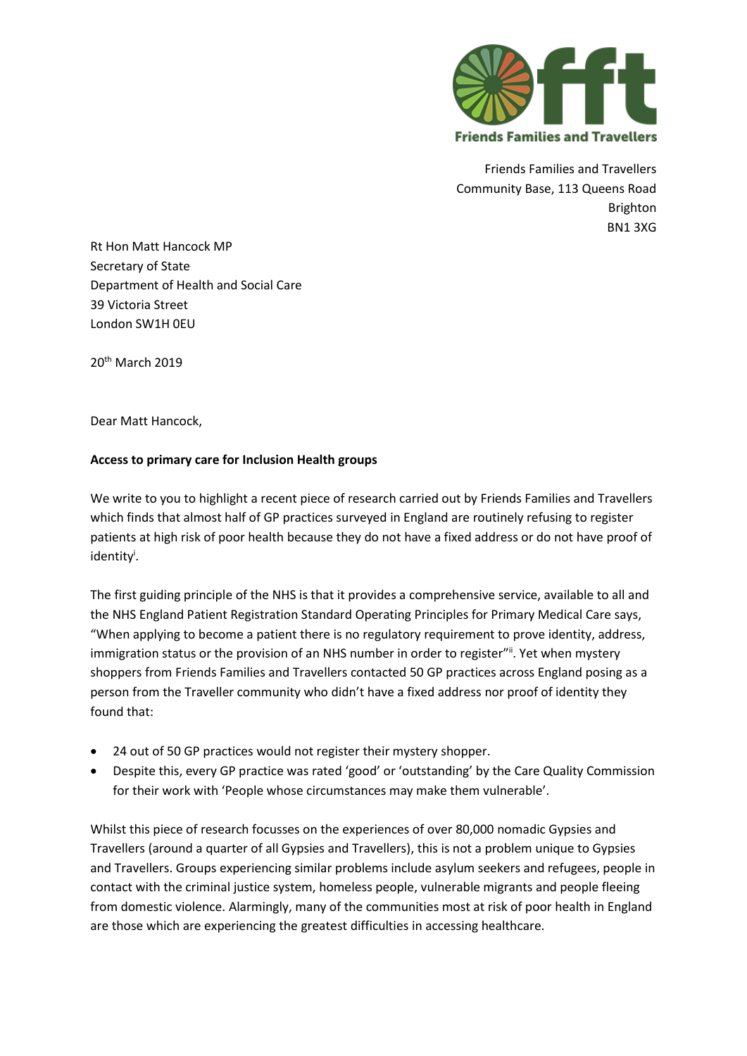Friends Families and Travellers

Friends Families and Travellers
Community Base, 113 Queens Road
Brighton
BN1 3XG

Rt Hon Matt Hancock MP
Secretary of State
Department of Health and Social Care
39 Victoria Street
London SW1H 0EU

20th March 2019

Dear Matt Hancock,

**Access to primary care for Inclusion Health groups**

We write to you to highlight a recent piece of research carried out by Friends Families and Travellers which finds that almost half of GP practices surveyed in England are routinely refusing to register patients at high risk of poor health because they do not have a fixed address or do not have proof of identity[i].

The first guiding principle of the NHS is that it provides a comprehensive service, available to all and the NHS England Patient Registration Standard Operating Principles for Primary Medical Care says, "When applying to become a patient there is no regulatory requirement to prove identity, address, immigration status or the provision of an NHS number in order to register"[ii]. Yet when mystery shoppers from Friends Families and Travellers contacted 50 GP practices across England posing as a person from the Traveller community who didn't have a fixed address nor proof of identity they found that:

- 24 out of 50 GP practices would not register their mystery shopper.
- Despite this, every GP practice was rated 'good' or 'outstanding' by the Care Quality Commission for their work with 'People whose circumstances may make them vulnerable'.

Whilst this piece of research focusses on the experiences of over 80,000 nomadic Gypsies and Travellers (around a quarter of all Gypsies and Travellers), this is not a problem unique to Gypsies and Travellers. Groups experiencing similar problems include asylum seekers and refugees, people in contact with the criminal justice system, homeless people, vulnerable migrants and people fleeing from domestic violence. Alarmingly, many of the communities most at risk of poor health in England are those which are experiencing the greatest difficulties in accessing healthcare.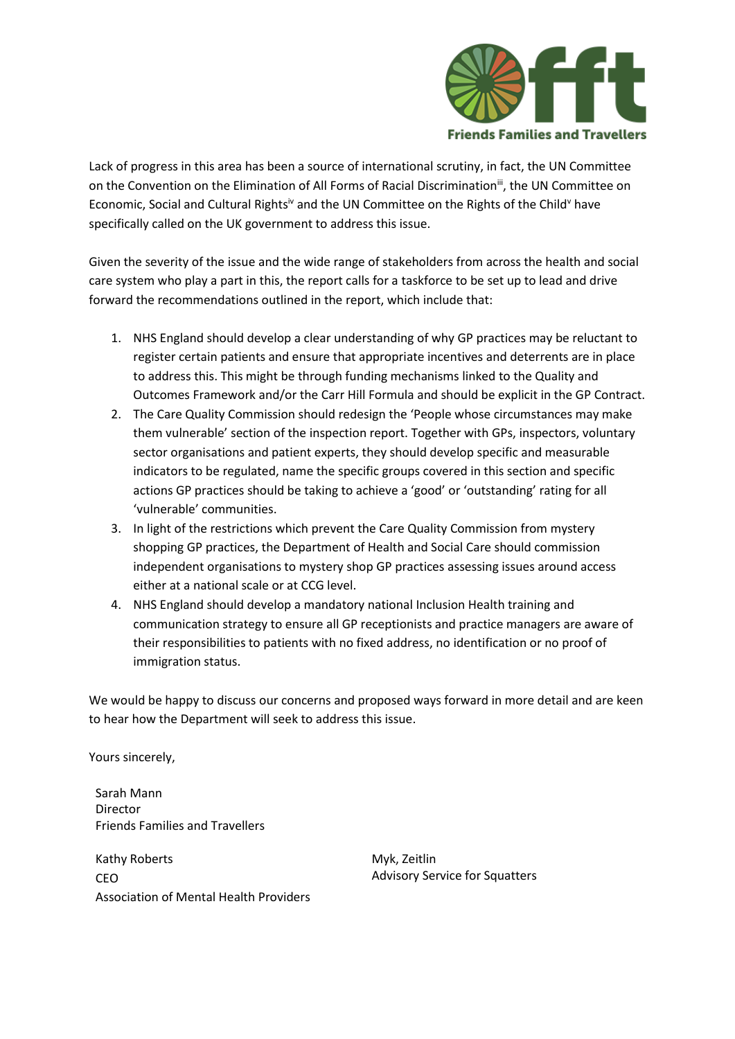Lack of progress in this area has been a source of international scrutiny, in fact, the UN Committee on the Convention on the Elimination of All Forms of Racial Discrimination[iii], the UN Committee on Economic, Social and Cultural Rights[iv] and the UN Committee on the Rights of the Child[v] have specifically called on the UK government to address this issue.

Given the severity of the issue and the wide range of stakeholders from across the health and social care system who play a part in this, the report calls for a taskforce to be set up to lead and drive forward the recommendations outlined in the report, which include that:

1. NHS England should develop a clear understanding of why GP practices may be reluctant to register certain patients and ensure that appropriate incentives and deterrents are in place to address this. This might be through funding mechanisms linked to the Quality and Outcomes Framework and/or the Carr Hill Formula and should be explicit in the GP Contract.
2. The Care Quality Commission should redesign the 'People whose circumstances may make them vulnerable' section of the inspection report. Together with GPs, inspectors, voluntary sector organisations and patient experts, they should develop specific and measurable indicators to be regulated, name the specific groups covered in this section and specific actions GP practices should be taking to achieve a 'good' or 'outstanding' rating for all 'vulnerable' communities.
3. In light of the restrictions which prevent the Care Quality Commission from mystery shopping GP practices, the Department of Health and Social Care should commission independent organisations to mystery shop GP practices assessing issues around access either at a national scale or at CCG level.
4. NHS England should develop a mandatory national Inclusion Health training and communication strategy to ensure all GP receptionists and practice managers are aware of their responsibilities to patients with no fixed address, no identification or no proof of immigration status.

We would be happy to discuss our concerns and proposed ways forward in more detail and are keen to hear how the Department will seek to address this issue.

Yours sincerely,

Sarah Mann
Director
Friends Families and Travellers

Kathy Roberts
CEO
Association of Mental Health Providers

Myk, Zeitlin
Advisory Service for Squatters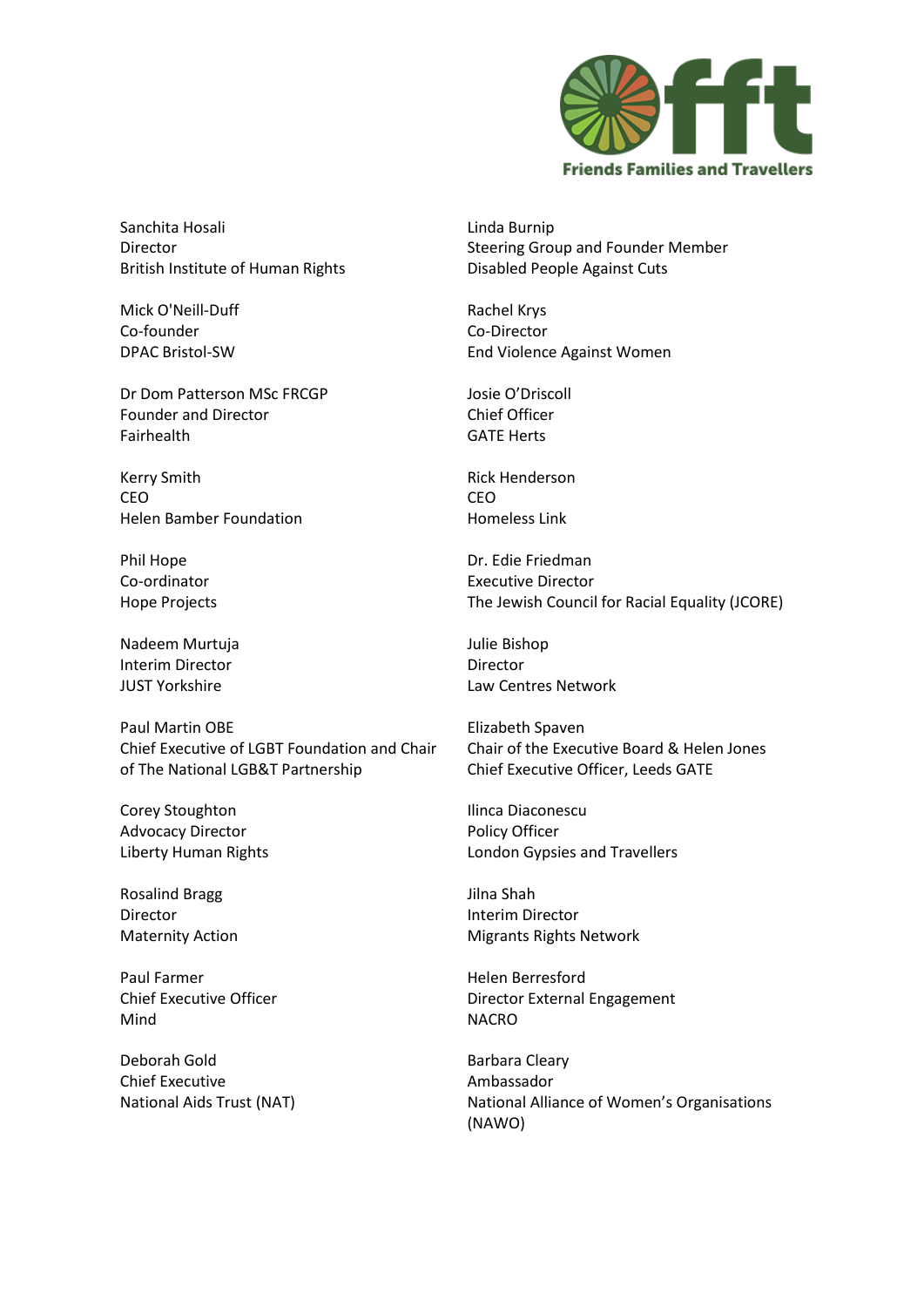Sanchita Hosali
Director
British Institute of Human Rights

Linda Burnip
Steering Group and Founder Member
Disabled People Against Cuts

Mick O'Neill-Duff
Co-founder
DPAC Bristol-SW

Rachel Krys
Co-Director
End Violence Against Women

Dr Dom Patterson MSc FRCGP
Founder and Director
Fairhealth

Josie O'Driscoll
Chief Officer
GATE Herts

Kerry Smith
CEO
Helen Bamber Foundation

Rick Henderson
CEO
Homeless Link

Phil Hope
Co-ordinator
Hope Projects

Dr. Edie Friedman
Executive Director
The Jewish Council for Racial Equality (JCORE)

Nadeem Murtuja
Interim Director
JUST Yorkshire

Julie Bishop
Director
Law Centres Network

Paul Martin OBE
Chief Executive of LGBT Foundation and Chair of The National LGB&T Partnership

Elizabeth Spaven
Chair of the Executive Board & Helen Jones
Chief Executive Officer, Leeds GATE

Corey Stoughton
Advocacy Director
Liberty Human Rights

Ilinca Diaconescu
Policy Officer
London Gypsies and Travellers

Rosalind Bragg
Director
Maternity Action

Jilna Shah
Interim Director
Migrants Rights Network

Paul Farmer
Chief Executive Officer
Mind

Helen Berresford
Director External Engagement
NACRO

Deborah Gold
Chief Executive
National Aids Trust (NAT)

Barbara Cleary
Ambassador
National Alliance of Women's Organisations (NAWO)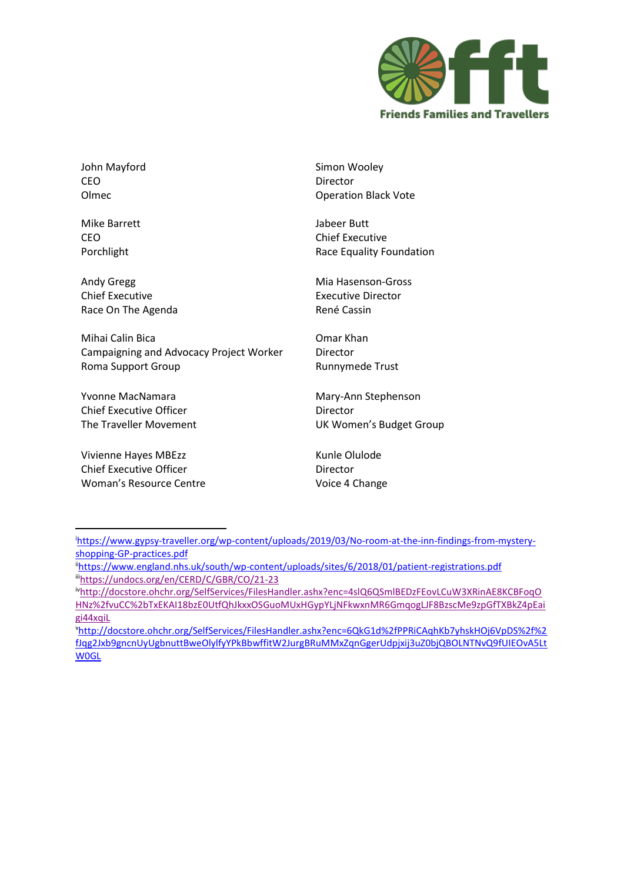Friends Families and Travellers

John Mayford
CEO
Olmec

Mike Barrett
CEO
Porchlight

Andy Gregg
Chief Executive
Race On The Agenda

Mihai Calin Bica
Campaigning and Advocacy Project Worker
Roma Support Group

Yvonne MacNamara
Chief Executive Officer
The Traveller Movement

Vivienne Hayes MBEzz
Chief Executive Officer
Woman's Resource Centre

Simon Wooley
Director
Operation Black Vote

Jabeer Butt
Chief Executive
Race Equality Foundation

Mia Hasenson-Gross
Executive Director
René Cassin

Omar Khan
Director
Runnymede Trust

Mary-Ann Stephenson
Director
UK Women's Budget Group

Kunle Olulode
Director
Voice 4 Change

---

[i] https://www.gypsy-traveller.org/wp-content/uploads/2019/03/No-room-at-the-inn-findings-from-mystery-shopping-GP-practices.pdf

[ii] https://www.england.nhs.uk/south/wp-content/uploads/sites/6/2018/01/patient-registrations.pdf

[iii] https://undocs.org/en/CERD/C/GBR/CO/21-23

[iv] http://docstore.ohchr.org/SelfServices/FilesHandler.ashx?enc=4slQ6QSmlBEDzFEovLCuW3XRinAE8KCBFoqOHNz%2fvuCC%2bTxEKAI18bzE0UtfQhJkxxOSGuoMUxHGypYLjNFkwxnMR6GmqogLJF8BzscMe9zpGfTXBkZ4pEaigi44xqiL

[v] http://docstore.ohchr.org/SelfServices/FilesHandler.ashx?enc=6QkG1d%2fPPRiCAqhKb7yhskHOj6VpDS%2f%2fJqg2Jxb9gncnUyUgbnuttBweOlylfyYPkBbwffitW2JurgBRuMMxZqnGgerUdpjxij3uZ0bjQBOLNTNvQ9fUIEOvA5LtW0GL